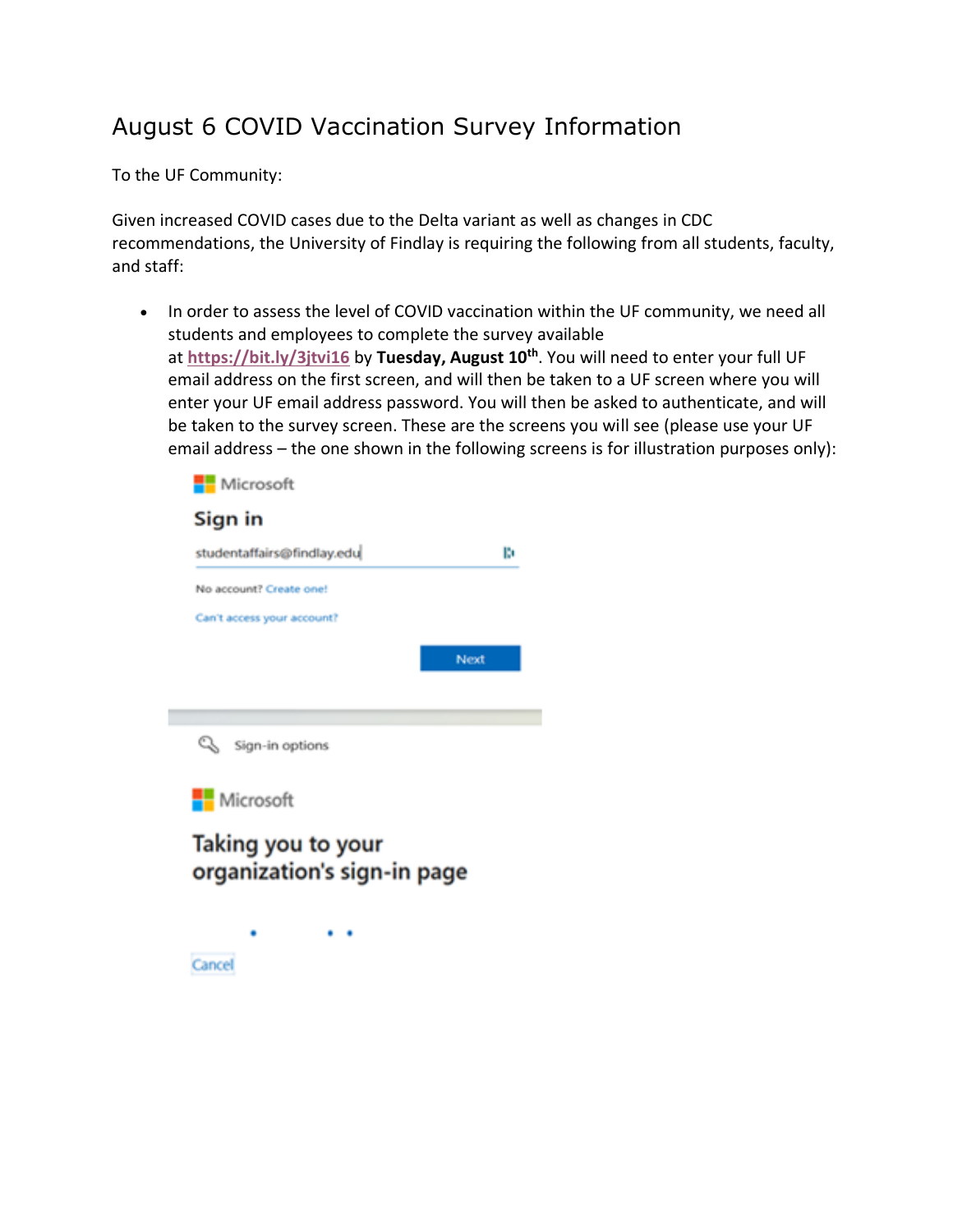# August 6 COVID Vaccination Survey Information

To the UF Community:

Given increased COVID cases due to the Delta variant as well as changes in CDC recommendations, the University of Findlay is requiring the following from all students, faculty, and staff:

- In order to assess the level of COVID vaccination within the UF community, we need all students and employees to complete the survey available at https://bit.ly/3jtvi16 by **Tuesday, August 10th**. You will need to enter your full UF email address on the first screen, and will then be taken to a UF screen where you will enter your UF email address password. You will then be asked to authenticate, and will be taken to the survey screen. These are the screens you will see (please use your UF email address – the one shown in the following screens is for illustration purposes only):

Microsoft

**Sign in**

studentaffairs@findlay.edu

No account? Create one!

Can't access your account?

Next

Sign-in options

Microsoft

**Taking you to your organization's sign-in page**

Cancel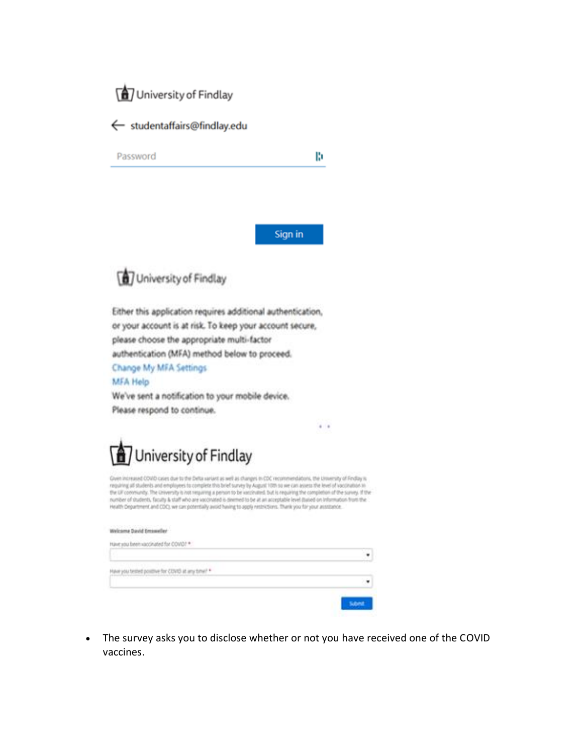University of Findlay

← studentaffairs@findlay.edu

Password

Sign in

University of Findlay

Either this application requires additional authentication, or your account is at risk. To keep your account secure, please choose the appropriate multi-factor authentication (MFA) method below to proceed.

Change My MFA Settings

MFA Help

We've sent a notification to your mobile device. Please respond to continue.

University of Findlay

Given increased COVID cases due to the Delta variant as well as changes in CDC recommendations, the University of Findlay is requiring all students and employees to complete this brief survey by August 10th so we can assess the level of vaccination in the UF community. The University is not requiring a person to be vaccinated, but is requiring the completion of the survey. If the number of students, faculty & staff who are vaccinated is deemed to be at an acceptable level (based on information from the Health Department and CDC), we can potentially avoid having to apply restrictions. Thank you for your assistance.

Welcome David Emsweller

Have you been vaccinated for COVID? *

Have you tested positive for COVID at any time? *

Submit

- The survey asks you to disclose whether or not you have received one of the COVID vaccines.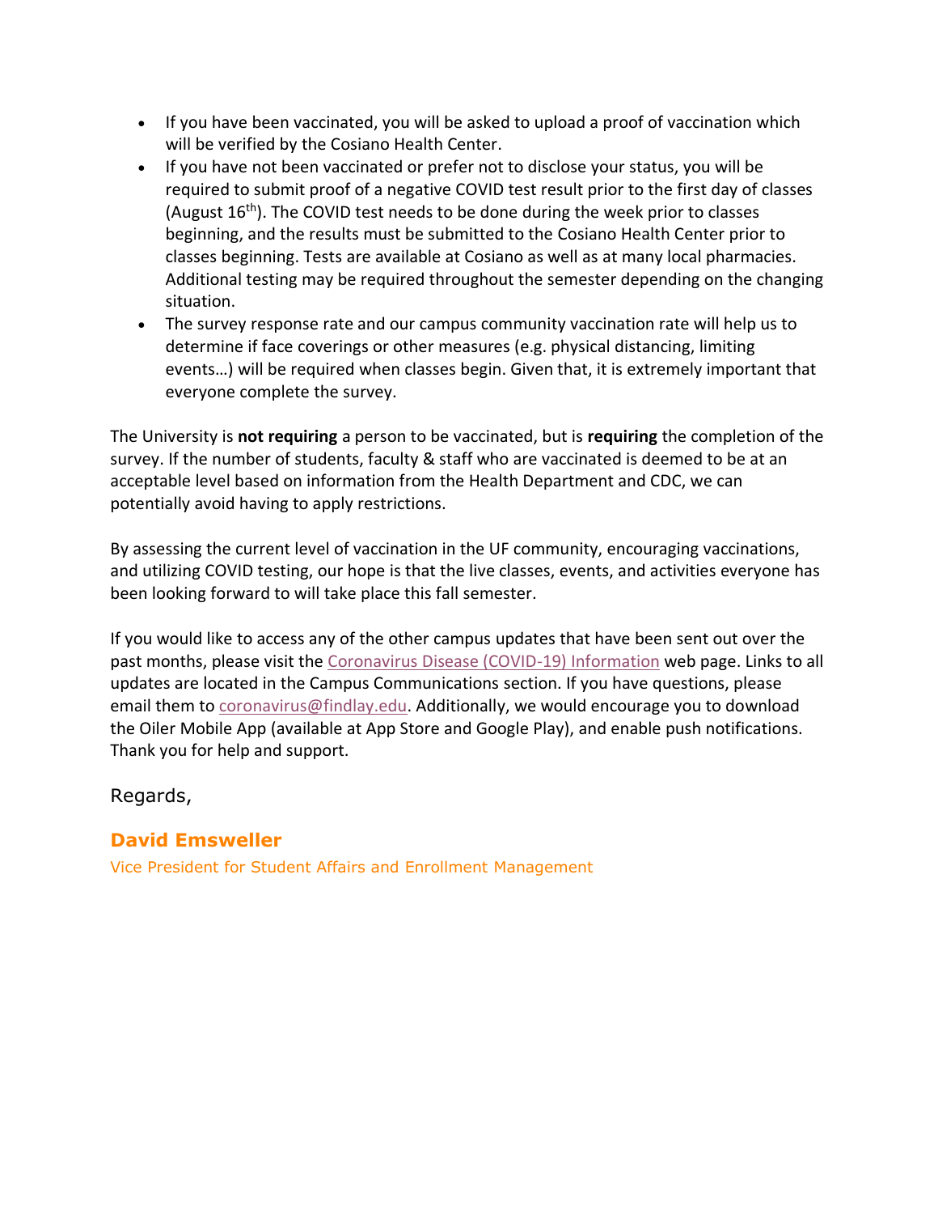- If you have been vaccinated, you will be asked to upload a proof of vaccination which will be verified by the Cosiano Health Center.
- If you have not been vaccinated or prefer not to disclose your status, you will be required to submit proof of a negative COVID test result prior to the first day of classes (August 16th). The COVID test needs to be done during the week prior to classes beginning, and the results must be submitted to the Cosiano Health Center prior to classes beginning. Tests are available at Cosiano as well as at many local pharmacies. Additional testing may be required throughout the semester depending on the changing situation.
- The survey response rate and our campus community vaccination rate will help us to determine if face coverings or other measures (e.g. physical distancing, limiting events…) will be required when classes begin. Given that, it is extremely important that everyone complete the survey.

The University is **not requiring** a person to be vaccinated, but is **requiring** the completion of the survey. If the number of students, faculty & staff who are vaccinated is deemed to be at an acceptable level based on information from the Health Department and CDC, we can potentially avoid having to apply restrictions.

By assessing the current level of vaccination in the UF community, encouraging vaccinations, and utilizing COVID testing, our hope is that the live classes, events, and activities everyone has been looking forward to will take place this fall semester.

If you would like to access any of the other campus updates that have been sent out over the past months, please visit the Coronavirus Disease (COVID-19) Information web page. Links to all updates are located in the Campus Communications section. If you have questions, please email them to coronavirus@findlay.edu. Additionally, we would encourage you to download the Oiler Mobile App (available at App Store and Google Play), and enable push notifications. Thank you for help and support.

Regards,

**David Emsweller**

Vice President for Student Affairs and Enrollment Management